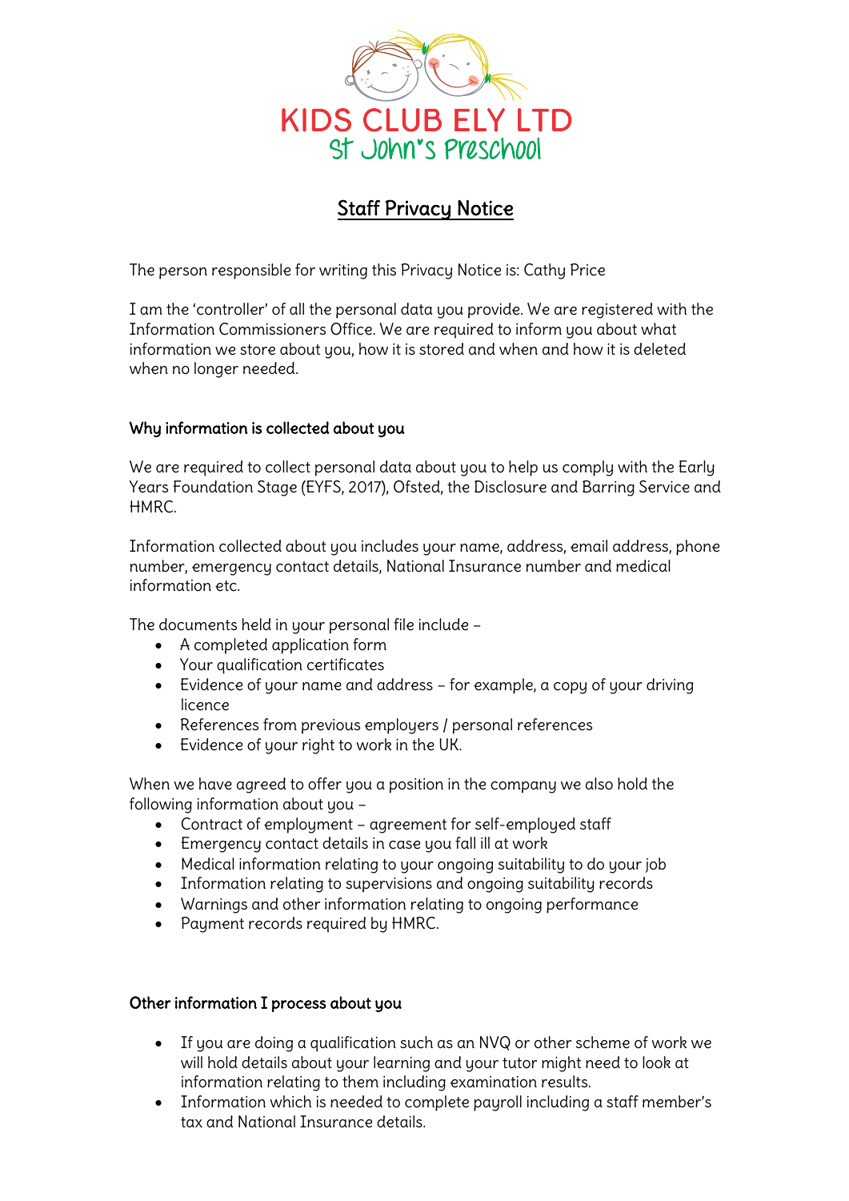KIDS CLUB ELY LTD

St John's Preschool

# Staff Privacy Notice

The person responsible for writing this Privacy Notice is: Cathy Price

I am the 'controller' of all the personal data you provide. We are registered with the Information Commissioners Office. We are required to inform you about what information we store about you, how it is stored and when and how it is deleted when no longer needed.

## Why information is collected about you

We are required to collect personal data about you to help us comply with the Early Years Foundation Stage (EYFS, 2017), Ofsted, the Disclosure and Barring Service and HMRC.

Information collected about you includes your name, address, email address, phone number, emergency contact details, National Insurance number and medical information etc.

The documents held in your personal file include –

- A completed application form
- Your qualification certificates
- Evidence of your name and address – for example, a copy of your driving licence
- References from previous employers / personal references
- Evidence of your right to work in the UK.

When we have agreed to offer you a position in the company we also hold the following information about you –

- Contract of employment – agreement for self-employed staff
- Emergency contact details in case you fall ill at work
- Medical information relating to your ongoing suitability to do your job
- Information relating to supervisions and ongoing suitability records
- Warnings and other information relating to ongoing performance
- Payment records required by HMRC.

## Other information I process about you

- If you are doing a qualification such as an NVQ or other scheme of work we will hold details about your learning and your tutor might need to look at information relating to them including examination results.
- Information which is needed to complete payroll including a staff member's tax and National Insurance details.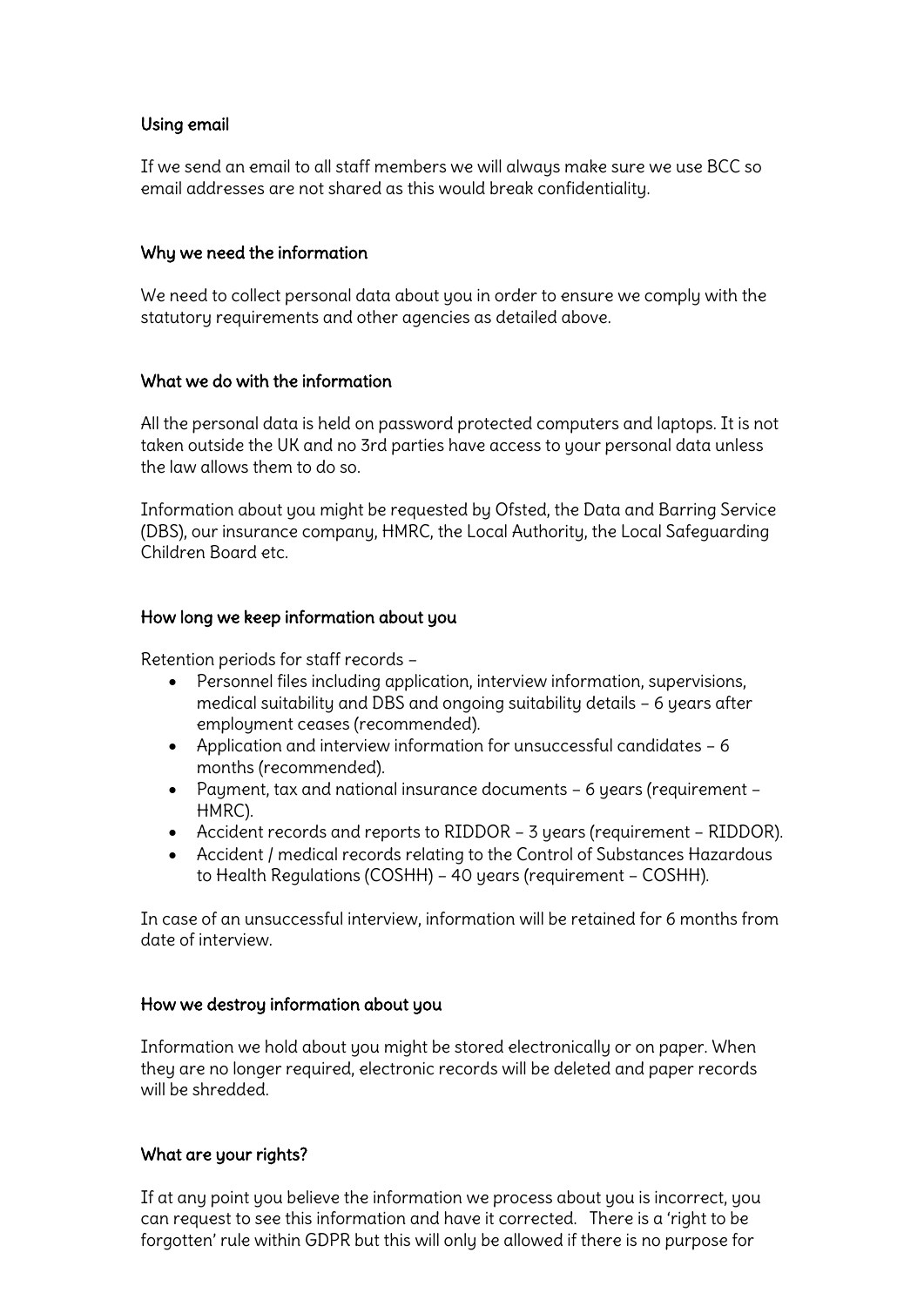### Using email

If we send an email to all staff members we will always make sure we use BCC so email addresses are not shared as this would break confidentiality.

### Why we need the information

We need to collect personal data about you in order to ensure we comply with the statutory requirements and other agencies as detailed above.

### What we do with the information

All the personal data is held on password protected computers and laptops. It is not taken outside the UK and no 3rd parties have access to your personal data unless the law allows them to do so.

Information about you might be requested by Ofsted, the Data and Barring Service (DBS), our insurance company, HMRC, the Local Authority, the Local Safeguarding Children Board etc.

### How long we keep information about you

Retention periods for staff records –

- Personnel files including application, interview information, supervisions, medical suitability and DBS and ongoing suitability details – 6 years after employment ceases (recommended).
- Application and interview information for unsuccessful candidates – 6 months (recommended).
- Payment, tax and national insurance documents – 6 years (requirement – HMRC).
- Accident records and reports to RIDDOR – 3 years (requirement – RIDDOR).
- Accident / medical records relating to the Control of Substances Hazardous to Health Regulations (COSHH) – 40 years (requirement – COSHH).

In case of an unsuccessful interview, information will be retained for 6 months from date of interview.

### How we destroy information about you

Information we hold about you might be stored electronically or on paper. When they are no longer required, electronic records will be deleted and paper records will be shredded.

### What are your rights?

If at any point you believe the information we process about you is incorrect, you can request to see this information and have it corrected. There is a 'right to be forgotten' rule within GDPR but this will only be allowed if there is no purpose for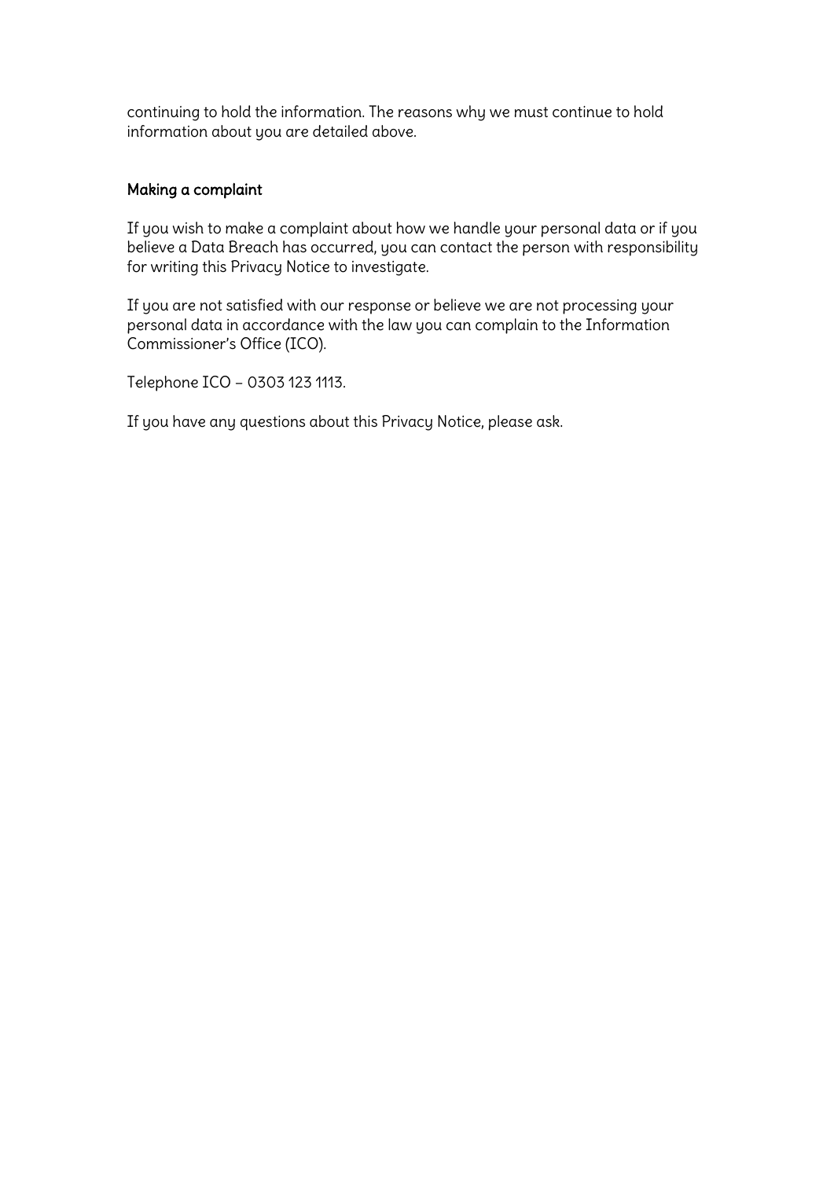continuing to hold the information. The reasons why we must continue to hold information about you are detailed above.

## Making a complaint

If you wish to make a complaint about how we handle your personal data or if you believe a Data Breach has occurred, you can contact the person with responsibility for writing this Privacy Notice to investigate.

If you are not satisfied with our response or believe we are not processing your personal data in accordance with the law you can complain to the Information Commissioner's Office (ICO).

Telephone ICO – 0303 123 1113.

If you have any questions about this Privacy Notice, please ask.